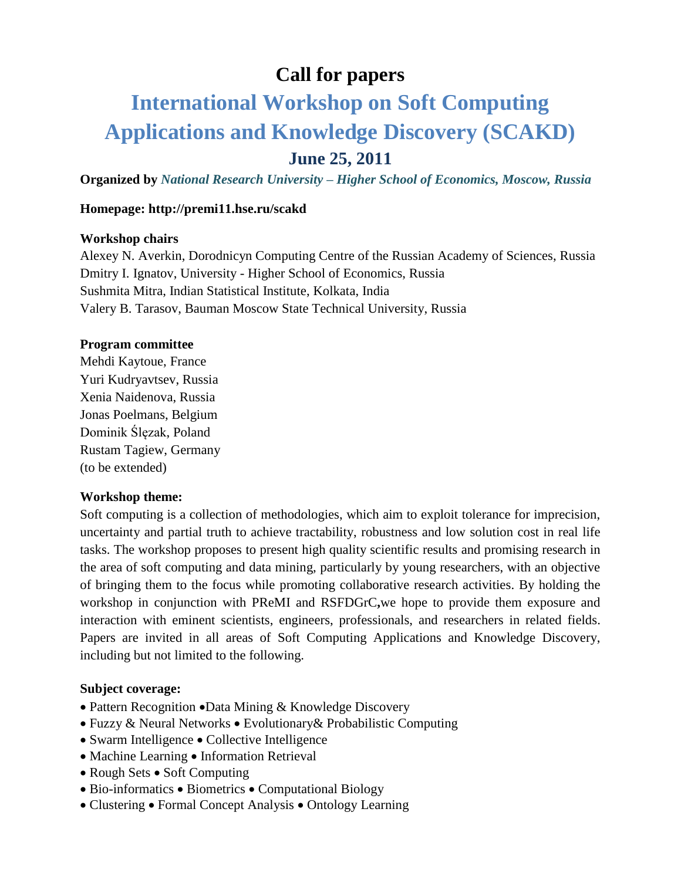# Call for papers

## International Workshop on Soft Computing Applications and Knowledge Discovery (SCAKD)

### June 25, 2011

**Organized by** ***National Research University – Higher School of Economics, Moscow, Russia***

**Homepage: http://premi11.hse.ru/scakd**

**Workshop chairs**

Alexey N. Averkin, Dorodnicyn Computing Centre of the Russian Academy of Sciences, Russia
Dmitry I. Ignatov, University - Higher School of Economics, Russia
Sushmita Mitra, Indian Statistical Institute, Kolkata, India
Valery B. Tarasov, Bauman Moscow State Technical University, Russia

**Program committee**

Mehdi Kaytoue, France
Yuri Kudryavtsev, Russia
Xenia Naidenova, Russia
Jonas Poelmans, Belgium
Dominik Ślęzak, Poland
Rustam Tagiew, Germany
(to be extended)

**Workshop theme:**

Soft computing is a collection of methodologies, which aim to exploit tolerance for imprecision, uncertainty and partial truth to achieve tractability, robustness and low solution cost in real life tasks. The workshop proposes to present high quality scientific results and promising research in the area of soft computing and data mining, particularly by young researchers, with an objective of bringing them to the focus while promoting collaborative research activities. By holding the workshop in conjunction with PReMI and RSFDGrC**,**we hope to provide them exposure and interaction with eminent scientists, engineers, professionals, and researchers in related fields. Papers are invited in all areas of Soft Computing Applications and Knowledge Discovery, including but not limited to the following.

**Subject coverage:**

- Pattern Recognition •Data Mining & Knowledge Discovery
- Fuzzy & Neural Networks • Evolutionary& Probabilistic Computing
- Swarm Intelligence • Collective Intelligence
- Machine Learning • Information Retrieval
- Rough Sets • Soft Computing
- Bio-informatics • Biometrics • Computational Biology
- Clustering • Formal Concept Analysis • Ontology Learning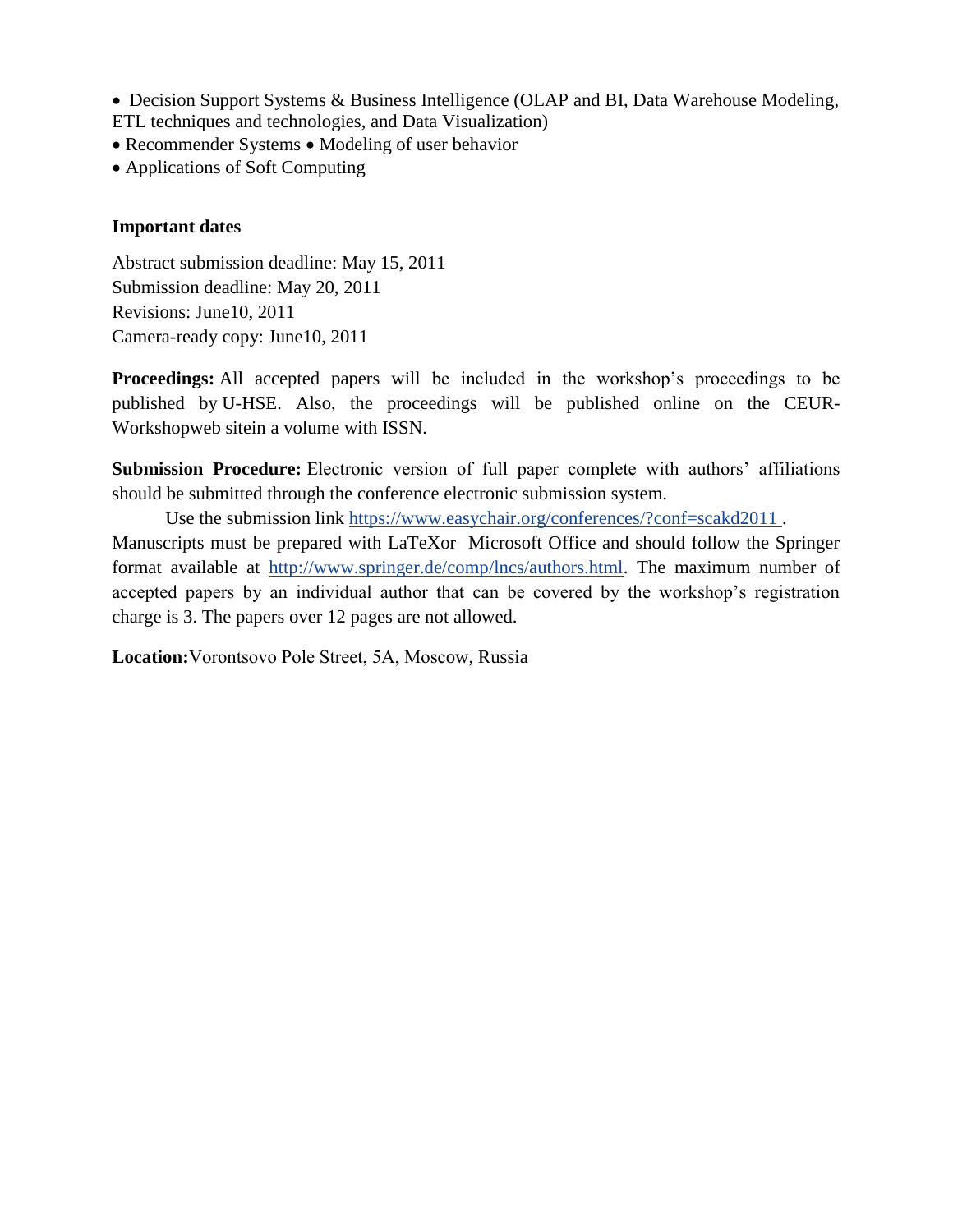- Decision Support Systems & Business Intelligence (OLAP and BI, Data Warehouse Modeling, ETL techniques and technologies, and Data Visualization)
- Recommender Systems • Modeling of user behavior
- Applications of Soft Computing

**Important dates**

Abstract submission deadline: May 15, 2011
Submission deadline: May 20, 2011
Revisions: June10, 2011
Camera-ready copy: June10, 2011

**Proceedings:** All accepted papers will be included in the workshop's proceedings to be published by U-HSE. Also, the proceedings will be published online on the CEUR-Workshopweb sitein a volume with ISSN.

**Submission Procedure:** Electronic version of full paper complete with authors' affiliations should be submitted through the conference electronic submission system.

Use the submission link https://www.easychair.org/conferences/?conf=scakd2011 . Manuscripts must be prepared with LaTeXor Microsoft Office and should follow the Springer format available at http://www.springer.de/comp/lncs/authors.html. The maximum number of accepted papers by an individual author that can be covered by the workshop's registration charge is 3. The papers over 12 pages are not allowed.

**Location:**Vorontsovo Pole Street, 5A, Moscow, Russia